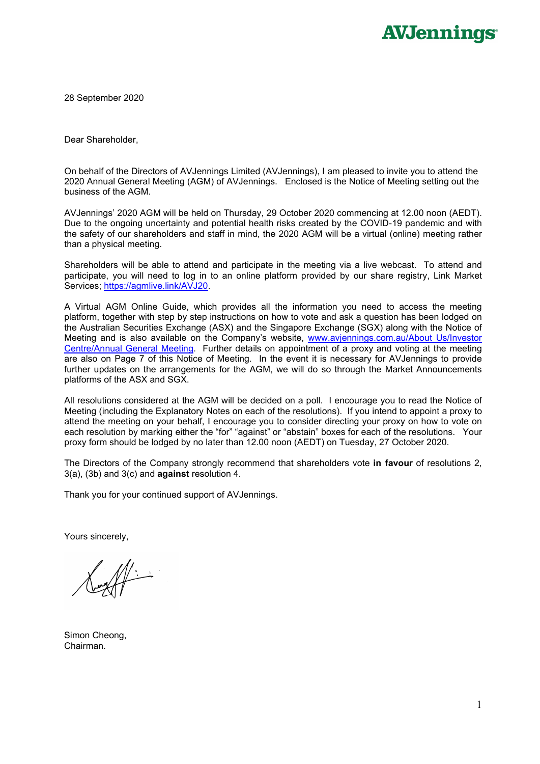AVJennings

28 September 2020

Dear Shareholder,

On behalf of the Directors of AVJennings Limited (AVJennings), I am pleased to invite you to attend the 2020 Annual General Meeting (AGM) of AVJennings. Enclosed is the Notice of Meeting setting out the business of the AGM.

AVJennings' 2020 AGM will be held on Thursday, 29 October 2020 commencing at 12.00 noon (AEDT). Due to the ongoing uncertainty and potential health risks created by the COVID-19 pandemic and with the safety of our shareholders and staff in mind, the 2020 AGM will be a virtual (online) meeting rather than a physical meeting.

Shareholders will be able to attend and participate in the meeting via a live webcast. To attend and participate, you will need to log in to an online platform provided by our share registry, Link Market Services; https://agmlive.link/AVJ20.

A Virtual AGM Online Guide, which provides all the information you need to access the meeting platform, together with step by step instructions on how to vote and ask a question has been lodged on the Australian Securities Exchange (ASX) and the Singapore Exchange (SGX) along with the Notice of Meeting and is also available on the Company's website, www.avjennings.com.au/About Us/Investor Centre/Annual General Meeting. Further details on appointment of a proxy and voting at the meeting are also on Page 7 of this Notice of Meeting. In the event it is necessary for AVJennings to provide further updates on the arrangements for the AGM, we will do so through the Market Announcements platforms of the ASX and SGX.

All resolutions considered at the AGM will be decided on a poll. I encourage you to read the Notice of Meeting (including the Explanatory Notes on each of the resolutions). If you intend to appoint a proxy to attend the meeting on your behalf, I encourage you to consider directing your proxy on how to vote on each resolution by marking either the "for" "against" or "abstain" boxes for each of the resolutions. Your proxy form should be lodged by no later than 12.00 noon (AEDT) on Tuesday, 27 October 2020.

The Directors of the Company strongly recommend that shareholders vote **in favour** of resolutions 2, 3(a), (3b) and 3(c) and **against** resolution 4.

Thank you for your continued support of AVJennings.

Yours sincerely,

Simon Cheong,
Chairman.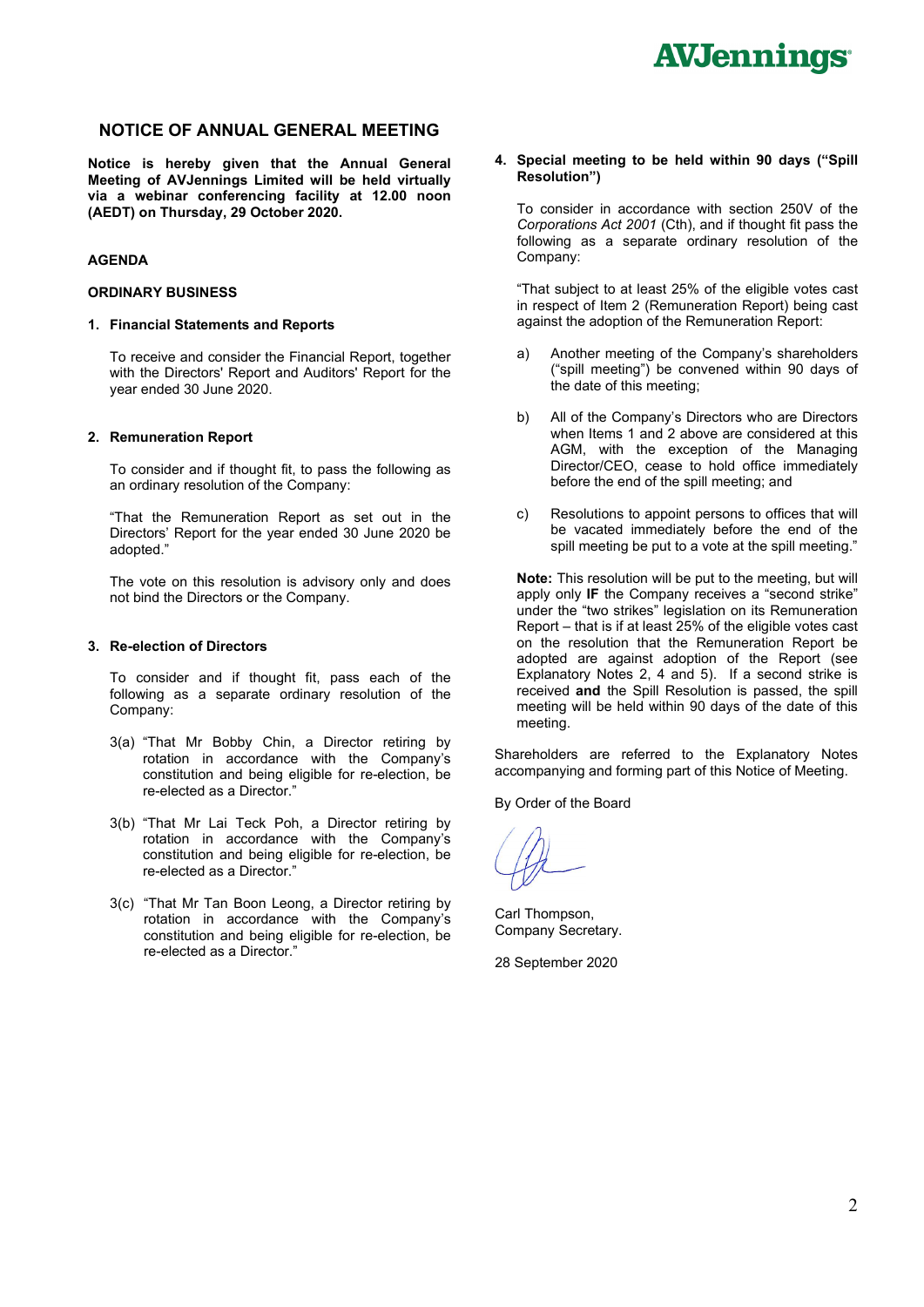# NOTICE OF ANNUAL GENERAL MEETING

**Notice is hereby given that the Annual General Meeting of AVJennings Limited will be held virtually via a webinar conferencing facility at 12.00 noon (AEDT) on Thursday, 29 October 2020.**

## AGENDA

### ORDINARY BUSINESS

**1. Financial Statements and Reports**

To receive and consider the Financial Report, together with the Directors' Report and Auditors' Report for the year ended 30 June 2020.

**2. Remuneration Report**

To consider and if thought fit, to pass the following as an ordinary resolution of the Company:

"That the Remuneration Report as set out in the Directors' Report for the year ended 30 June 2020 be adopted."

The vote on this resolution is advisory only and does not bind the Directors or the Company.

**3. Re-election of Directors**

To consider and if thought fit, pass each of the following as a separate ordinary resolution of the Company:

3(a) "That Mr Bobby Chin, a Director retiring by rotation in accordance with the Company's constitution and being eligible for re-election, be re-elected as a Director."

3(b) "That Mr Lai Teck Poh, a Director retiring by rotation in accordance with the Company's constitution and being eligible for re-election, be re-elected as a Director."

3(c) "That Mr Tan Boon Leong, a Director retiring by rotation in accordance with the Company's constitution and being eligible for re-election, be re-elected as a Director."

**4. Special meeting to be held within 90 days ("Spill Resolution")**

To consider in accordance with section 250V of the *Corporations Act 2001* (Cth), and if thought fit pass the following as a separate ordinary resolution of the Company:

"That subject to at least 25% of the eligible votes cast in respect of Item 2 (Remuneration Report) being cast against the adoption of the Remuneration Report:

a) Another meeting of the Company's shareholders ("spill meeting") be convened within 90 days of the date of this meeting;

b) All of the Company's Directors who are Directors when Items 1 and 2 above are considered at this AGM, with the exception of the Managing Director/CEO, cease to hold office immediately before the end of the spill meeting; and

c) Resolutions to appoint persons to offices that will be vacated immediately before the end of the spill meeting be put to a vote at the spill meeting."

**Note:** This resolution will be put to the meeting, but will apply only **IF** the Company receives a "second strike" under the "two strikes" legislation on its Remuneration Report – that is if at least 25% of the eligible votes cast on the resolution that the Remuneration Report be adopted are against adoption of the Report (see Explanatory Notes 2, 4 and 5). If a second strike is received **and** the Spill Resolution is passed, the spill meeting will be held within 90 days of the date of this meeting.

Shareholders are referred to the Explanatory Notes accompanying and forming part of this Notice of Meeting.

By Order of the Board

Carl Thompson,
Company Secretary.

28 September 2020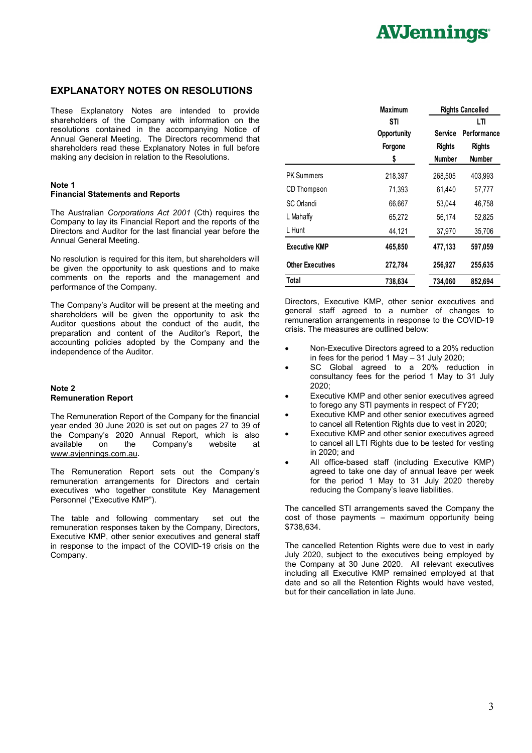## EXPLANATORY NOTES ON RESOLUTIONS

These Explanatory Notes are intended to provide shareholders of the Company with information on the resolutions contained in the accompanying Notice of Annual General Meeting. The Directors recommend that shareholders read these Explanatory Notes in full before making any decision in relation to the Resolutions.

**Note 1**
**Financial Statements and Reports**

The Australian *Corporations Act 2001* (Cth) requires the Company to lay its Financial Report and the reports of the Directors and Auditor for the last financial year before the Annual General Meeting.

No resolution is required for this item, but shareholders will be given the opportunity to ask questions and to make comments on the reports and the management and performance of the Company.

The Company's Auditor will be present at the meeting and shareholders will be given the opportunity to ask the Auditor questions about the conduct of the audit, the preparation and content of the Auditor's Report, the accounting policies adopted by the Company and the independence of the Auditor.

**Note 2**
**Remuneration Report**

The Remuneration Report of the Company for the financial year ended 30 June 2020 is set out on pages 27 to 39 of the Company's 2020 Annual Report, which is also available on the Company's website at www.avjennings.com.au.

The Remuneration Report sets out the Company's remuneration arrangements for Directors and certain executives who together constitute Key Management Personnel ("Executive KMP").

The table and following commentary set out the remuneration responses taken by the Company, Directors, Executive KMP, other senior executives and general staff in response to the impact of the COVID-19 crisis on the Company.

| | Maximum STI Opportunity Forgone | Rights Cancelled | |
|---|---|---|---|
| | | Service Rights | LTI Performance Rights |
| | $ | Number | Number |
| PK Summers | 218,397 | 268,505 | 403,993 |
| CD Thompson | 71,393 | 61,440 | 57,777 |
| SC Orlandi | 66,667 | 53,044 | 46,758 |
| L Mahaffy | 65,272 | 56,174 | 52,825 |
| L Hunt | 44,121 | 37,970 | 35,706 |
| **Executive KMP** | **465,850** | **477,133** | **597,059** |
| **Other Executives** | **272,784** | **256,927** | **255,635** |
| **Total** | **738,634** | **734,060** | **852,694** |

Directors, Executive KMP, other senior executives and general staff agreed to a number of changes to remuneration arrangements in response to the COVID-19 crisis. The measures are outlined below:

- Non-Executive Directors agreed to a 20% reduction in fees for the period 1 May – 31 July 2020;
- SC Global agreed to a 20% reduction in consultancy fees for the period 1 May to 31 July 2020;
- Executive KMP and other senior executives agreed to forego any STI payments in respect of FY20;
- Executive KMP and other senior executives agreed to cancel all Retention Rights due to vest in 2020;
- Executive KMP and other senior executives agreed to cancel all LTI Rights due to be tested for vesting in 2020; and
- All office-based staff (including Executive KMP) agreed to take one day of annual leave per week for the period 1 May to 31 July 2020 thereby reducing the Company's leave liabilities.

The cancelled STI arrangements saved the Company the cost of those payments – maximum opportunity being $738,634.

The cancelled Retention Rights were due to vest in early July 2020, subject to the executives being employed by the Company at 30 June 2020. All relevant executives including all Executive KMP remained employed at that date and so all the Retention Rights would have vested, but for their cancellation in late June.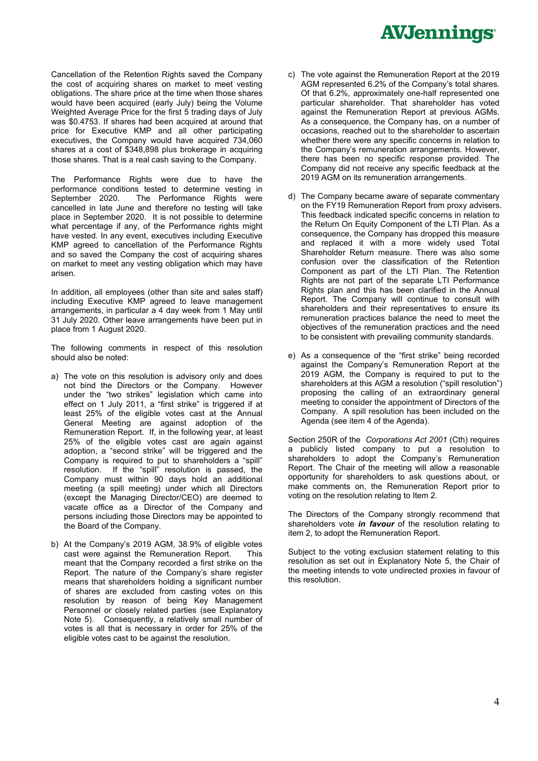Cancellation of the Retention Rights saved the Company the cost of acquiring shares on market to meet vesting obligations. The share price at the time when those shares would have been acquired (early July) being the Volume Weighted Average Price for the first 5 trading days of July was $0.4753. If shares had been acquired at around that price for Executive KMP and all other participating executives, the Company would have acquired 734,060 shares at a cost of $348,898 plus brokerage in acquiring those shares. That is a real cash saving to the Company.

The Performance Rights were due to have the performance conditions tested to determine vesting in September 2020. The Performance Rights were cancelled in late June and therefore no testing will take place in September 2020. It is not possible to determine what percentage if any, of the Performance rights might have vested. In any event, executives including Executive KMP agreed to cancellation of the Performance Rights and so saved the Company the cost of acquiring shares on market to meet any vesting obligation which may have arisen.

In addition, all employees (other than site and sales staff) including Executive KMP agreed to leave management arrangements, in particular a 4 day week from 1 May until 31 July 2020. Other leave arrangements have been put in place from 1 August 2020.

The following comments in respect of this resolution should also be noted:

a) The vote on this resolution is advisory only and does not bind the Directors or the Company. However under the "two strikes" legislation which came into effect on 1 July 2011, a "first strike" is triggered if at least 25% of the eligible votes cast at the Annual General Meeting are against adoption of the Remuneration Report. If, in the following year, at least 25% of the eligible votes cast are again against adoption, a "second strike" will be triggered and the Company is required to put to shareholders a "spill" resolution. If the "spill" resolution is passed, the Company must within 90 days hold an additional meeting (a spill meeting) under which all Directors (except the Managing Director/CEO) are deemed to vacate office as a Director of the Company and persons including those Directors may be appointed to the Board of the Company.

b) At the Company's 2019 AGM, 38.9% of eligible votes cast were against the Remuneration Report. This meant that the Company recorded a first strike on the Report. The nature of the Company's share register means that shareholders holding a significant number of shares are excluded from casting votes on this resolution by reason of being Key Management Personnel or closely related parties (see Explanatory Note 5). Consequently, a relatively small number of votes is all that is necessary in order for 25% of the eligible votes cast to be against the resolution.

c) The vote against the Remuneration Report at the 2019 AGM represented 6.2% of the Company's total shares. Of that 6.2%, approximately one-half represented one particular shareholder. That shareholder has voted against the Remuneration Report at previous AGMs. As a consequence, the Company has, on a number of occasions, reached out to the shareholder to ascertain whether there were any specific concerns in relation to the Company's remuneration arrangements. However, there has been no specific response provided. The Company did not receive any specific feedback at the 2019 AGM on its remuneration arrangements.

d) The Company became aware of separate commentary on the FY19 Remuneration Report from proxy advisers. This feedback indicated specific concerns in relation to the Return On Equity Component of the LTI Plan. As a consequence, the Company has dropped this measure and replaced it with a more widely used Total Shareholder Return measure. There was also some confusion over the classification of the Retention Component as part of the LTI Plan. The Retention Rights are not part of the separate LTI Performance Rights plan and this has been clarified in the Annual Report. The Company will continue to consult with shareholders and their representatives to ensure its remuneration practices balance the need to meet the objectives of the remuneration practices and the need to be consistent with prevailing community standards.

e) As a consequence of the "first strike" being recorded against the Company's Remuneration Report at the 2019 AGM, the Company is required to put to the shareholders at this AGM a resolution ("spill resolution") proposing the calling of an extraordinary general meeting to consider the appointment of Directors of the Company. A spill resolution has been included on the Agenda (see item 4 of the Agenda).

Section 250R of the *Corporations Act 2001* (Cth) requires a publicly listed company to put a resolution to shareholders to adopt the Company's Remuneration Report. The Chair of the meeting will allow a reasonable opportunity for shareholders to ask questions about, or make comments on, the Remuneration Report prior to voting on the resolution relating to Item 2.

The Directors of the Company strongly recommend that shareholders vote ***in favour*** of the resolution relating to item 2, to adopt the Remuneration Report.

Subject to the voting exclusion statement relating to this resolution as set out in Explanatory Note 5, the Chair of the meeting intends to vote undirected proxies in favour of this resolution.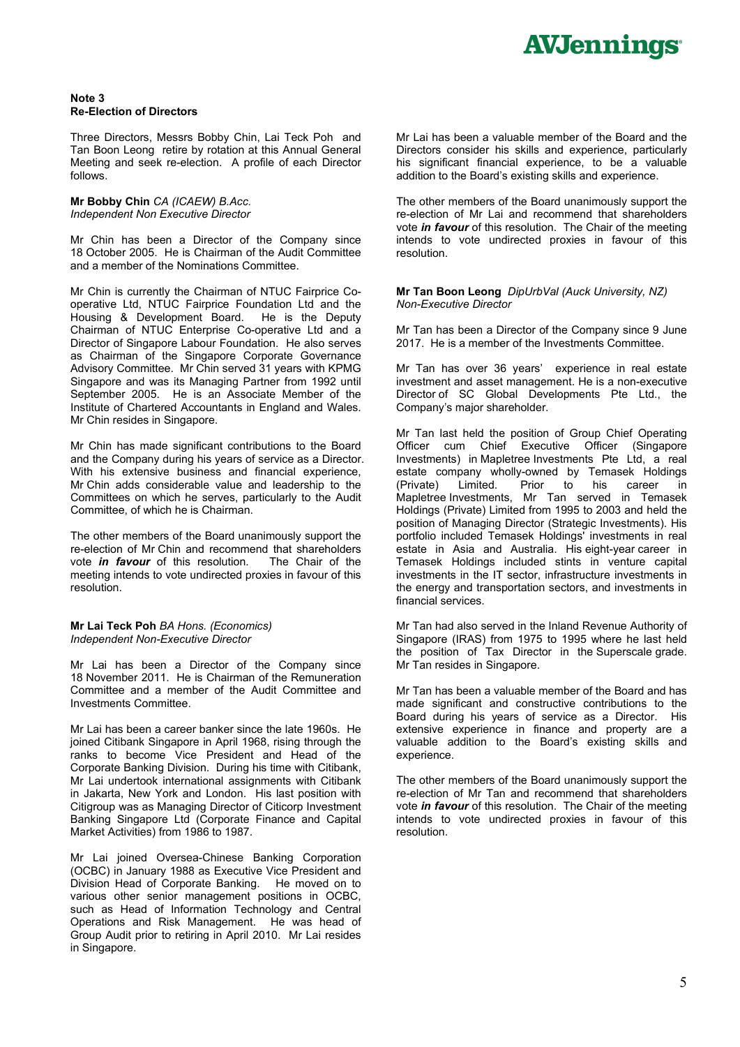**Note 3**
**Re-Election of Directors**

Three Directors, Messrs Bobby Chin, Lai Teck Poh and Tan Boon Leong retire by rotation at this Annual General Meeting and seek re-election. A profile of each Director follows.

**Mr Bobby Chin** *CA (ICAEW) B.Acc.*
*Independent Non Executive Director*

Mr Chin has been a Director of the Company since 18 October 2005. He is Chairman of the Audit Committee and a member of the Nominations Committee.

Mr Chin is currently the Chairman of NTUC Fairprice Co-operative Ltd, NTUC Fairprice Foundation Ltd and the Housing & Development Board. He is the Deputy Chairman of NTUC Enterprise Co-operative Ltd and a Director of Singapore Labour Foundation. He also serves as Chairman of the Singapore Corporate Governance Advisory Committee. Mr Chin served 31 years with KPMG Singapore and was its Managing Partner from 1992 until September 2005. He is an Associate Member of the Institute of Chartered Accountants in England and Wales. Mr Chin resides in Singapore.

Mr Chin has made significant contributions to the Board and the Company during his years of service as a Director. With his extensive business and financial experience, Mr Chin adds considerable value and leadership to the Committees on which he serves, particularly to the Audit Committee, of which he is Chairman.

The other members of the Board unanimously support the re-election of Mr Chin and recommend that shareholders vote ***in favour*** of this resolution. The Chair of the meeting intends to vote undirected proxies in favour of this resolution.

**Mr Lai Teck Poh** *BA Hons. (Economics)*
*Independent Non-Executive Director*

Mr Lai has been a Director of the Company since 18 November 2011. He is Chairman of the Remuneration Committee and a member of the Audit Committee and Investments Committee.

Mr Lai has been a career banker since the late 1960s. He joined Citibank Singapore in April 1968, rising through the ranks to become Vice President and Head of the Corporate Banking Division. During his time with Citibank, Mr Lai undertook international assignments with Citibank in Jakarta, New York and London. His last position with Citigroup was as Managing Director of Citicorp Investment Banking Singapore Ltd (Corporate Finance and Capital Market Activities) from 1986 to 1987.

Mr Lai joined Oversea-Chinese Banking Corporation (OCBC) in January 1988 as Executive Vice President and Division Head of Corporate Banking. He moved on to various other senior management positions in OCBC, such as Head of Information Technology and Central Operations and Risk Management. He was head of Group Audit prior to retiring in April 2010. Mr Lai resides in Singapore.

Mr Lai has been a valuable member of the Board and the Directors consider his skills and experience, particularly his significant financial experience, to be a valuable addition to the Board's existing skills and experience.

The other members of the Board unanimously support the re-election of Mr Lai and recommend that shareholders vote ***in favour*** of this resolution. The Chair of the meeting intends to vote undirected proxies in favour of this resolution.

**Mr Tan Boon Leong** *DipUrbVal (Auck University, NZ)*
*Non-Executive Director*

Mr Tan has been a Director of the Company since 9 June 2017. He is a member of the Investments Committee.

Mr Tan has over 36 years' experience in real estate investment and asset management. He is a non-executive Director of SC Global Developments Pte Ltd., the Company's major shareholder.

Mr Tan last held the position of Group Chief Operating Officer cum Chief Executive Officer (Singapore Investments) in Mapletree Investments Pte Ltd, a real estate company wholly-owned by Temasek Holdings (Private) Limited. Prior to his career in Mapletree Investments, Mr Tan served in Temasek Holdings (Private) Limited from 1995 to 2003 and held the position of Managing Director (Strategic Investments). His portfolio included Temasek Holdings' investments in real estate in Asia and Australia. His eight-year career in Temasek Holdings included stints in venture capital investments in the IT sector, infrastructure investments in the energy and transportation sectors, and investments in financial services.

Mr Tan had also served in the Inland Revenue Authority of Singapore (IRAS) from 1975 to 1995 where he last held the position of Tax Director in the Superscale grade. Mr Tan resides in Singapore.

Mr Tan has been a valuable member of the Board and has made significant and constructive contributions to the Board during his years of service as a Director. His extensive experience in finance and property are a valuable addition to the Board's existing skills and experience.

The other members of the Board unanimously support the re-election of Mr Tan and recommend that shareholders vote ***in favour*** of this resolution. The Chair of the meeting intends to vote undirected proxies in favour of this resolution.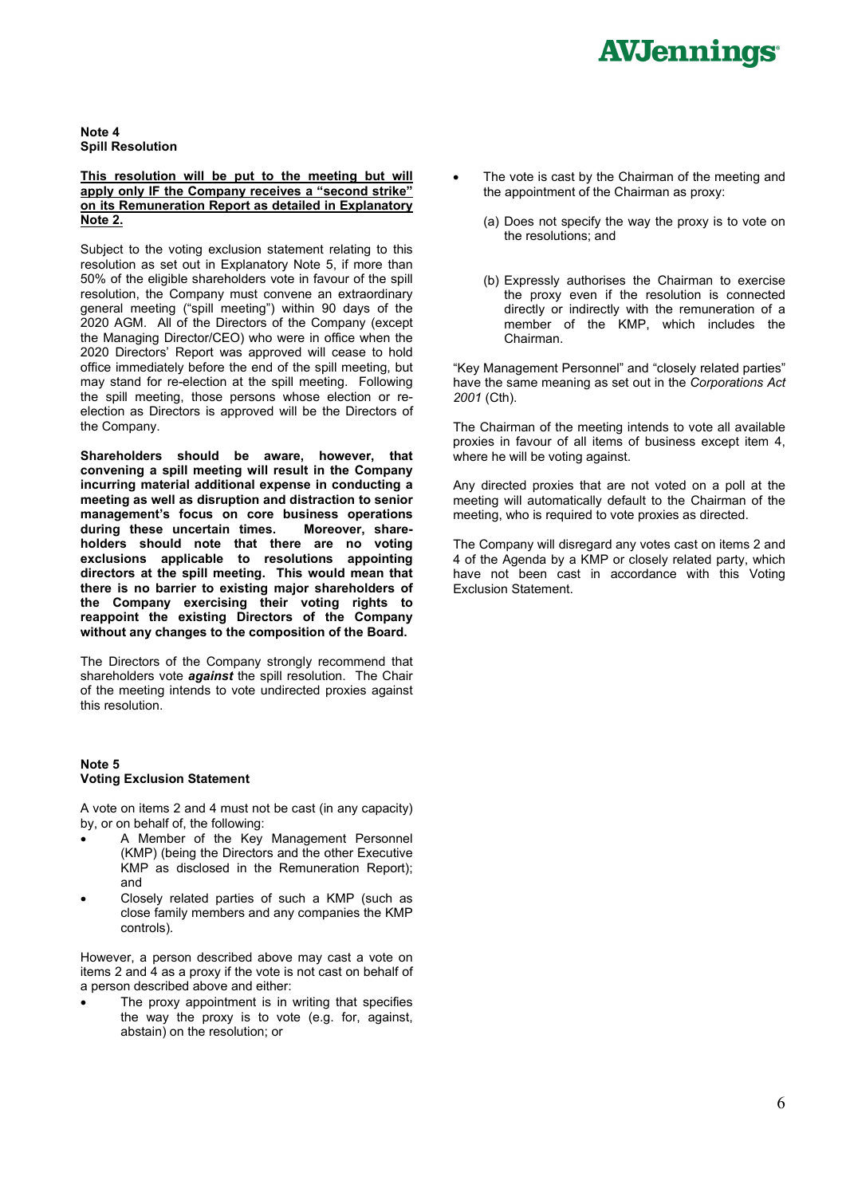**Note 4**
**Spill Resolution**

**This resolution will be put to the meeting but will apply only IF the Company receives a "second strike" on its Remuneration Report as detailed in Explanatory Note 2.**

Subject to the voting exclusion statement relating to this resolution as set out in Explanatory Note 5, if more than 50% of the eligible shareholders vote in favour of the spill resolution, the Company must convene an extraordinary general meeting ("spill meeting") within 90 days of the 2020 AGM. All of the Directors of the Company (except the Managing Director/CEO) who were in office when the 2020 Directors' Report was approved will cease to hold office immediately before the end of the spill meeting, but may stand for re-election at the spill meeting. Following the spill meeting, those persons whose election or re-election as Directors is approved will be the Directors of the Company.

**Shareholders should be aware, however, that convening a spill meeting will result in the Company incurring material additional expense in conducting a meeting as well as disruption and distraction to senior management's focus on core business operations during these uncertain times. Moreover, share-holders should note that there are no voting exclusions applicable to resolutions appointing directors at the spill meeting. This would mean that there is no barrier to existing major shareholders of the Company exercising their voting rights to reappoint the existing Directors of the Company without any changes to the composition of the Board.**

The Directors of the Company strongly recommend that shareholders vote ***against*** the spill resolution. The Chair of the meeting intends to vote undirected proxies against this resolution.

**Note 5**
**Voting Exclusion Statement**

A vote on items 2 and 4 must not be cast (in any capacity) by, or on behalf of, the following:

- A Member of the Key Management Personnel (KMP) (being the Directors and the other Executive KMP as disclosed in the Remuneration Report); and
- Closely related parties of such a KMP (such as close family members and any companies the KMP controls).

However, a person described above may cast a vote on items 2 and 4 as a proxy if the vote is not cast on behalf of a person described above and either:

- The proxy appointment is in writing that specifies the way the proxy is to vote (e.g. for, against, abstain) on the resolution; or
- The vote is cast by the Chairman of the meeting and the appointment of the Chairman as proxy:

  (a) Does not specify the way the proxy is to vote on the resolutions; and

  (b) Expressly authorises the Chairman to exercise the proxy even if the resolution is connected directly or indirectly with the remuneration of a member of the KMP, which includes the Chairman.

"Key Management Personnel" and "closely related parties" have the same meaning as set out in the *Corporations Act 2001* (Cth).

The Chairman of the meeting intends to vote all available proxies in favour of all items of business except item 4, where he will be voting against.

Any directed proxies that are not voted on a poll at the meeting will automatically default to the Chairman of the meeting, who is required to vote proxies as directed.

The Company will disregard any votes cast on items 2 and 4 of the Agenda by a KMP or closely related party, which have not been cast in accordance with this Voting Exclusion Statement.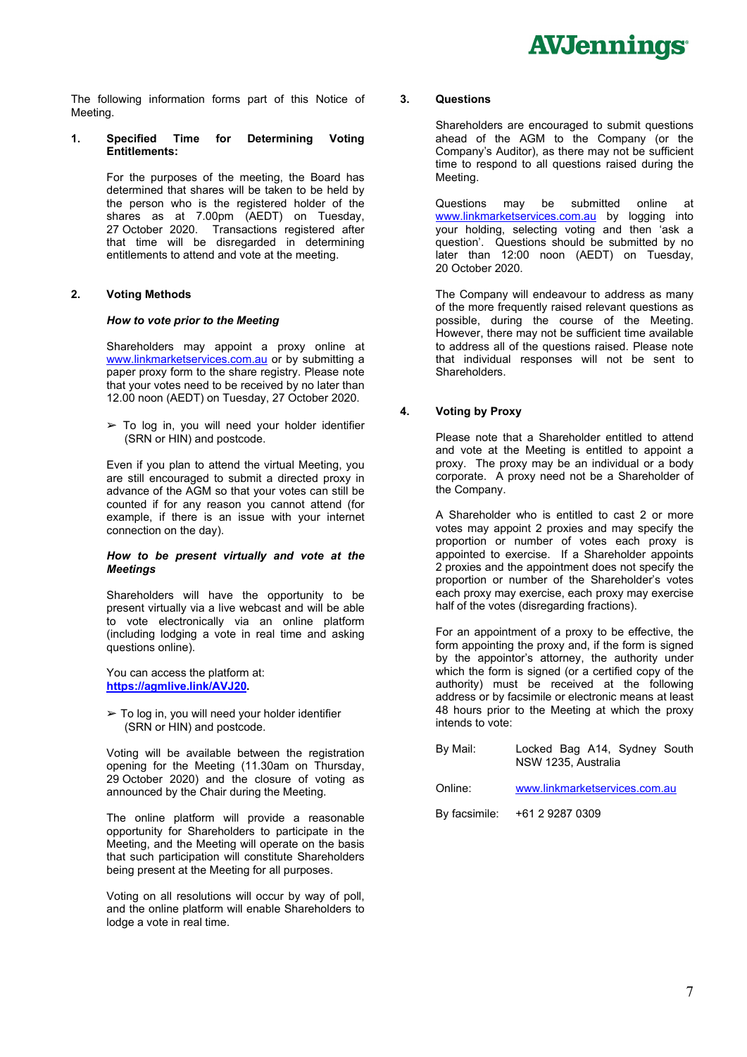The following information forms part of this Notice of Meeting.

## 1. Specified Time for Determining Voting Entitlements:

For the purposes of the meeting, the Board has determined that shares will be taken to be held by the person who is the registered holder of the shares as at 7.00pm (AEDT) on Tuesday, 27 October 2020. Transactions registered after that time will be disregarded in determining entitlements to attend and vote at the meeting.

## 2. Voting Methods

***How to vote prior to the Meeting***

Shareholders may appoint a proxy online at www.linkmarketservices.com.au or by submitting a paper proxy form to the share registry. Please note that your votes need to be received by no later than 12.00 noon (AEDT) on Tuesday, 27 October 2020.

- To log in, you will need your holder identifier (SRN or HIN) and postcode.

Even if you plan to attend the virtual Meeting, you are still encouraged to submit a directed proxy in advance of the AGM so that your votes can still be counted if for any reason you cannot attend (for example, if there is an issue with your internet connection on the day).

***How to be present virtually and vote at the Meetings***

Shareholders will have the opportunity to be present virtually via a live webcast and will be able to vote electronically via an online platform (including lodging a vote in real time and asking questions online).

You can access the platform at: **https://agmlive.link/AVJ20.**

- To log in, you will need your holder identifier (SRN or HIN) and postcode.

Voting will be available between the registration opening for the Meeting (11.30am on Thursday, 29 October 2020) and the closure of voting as announced by the Chair during the Meeting.

The online platform will provide a reasonable opportunity for Shareholders to participate in the Meeting, and the Meeting will operate on the basis that such participation will constitute Shareholders being present at the Meeting for all purposes.

Voting on all resolutions will occur by way of poll, and the online platform will enable Shareholders to lodge a vote in real time.

## 3. Questions

Shareholders are encouraged to submit questions ahead of the AGM to the Company (or the Company's Auditor), as there may not be sufficient time to respond to all questions raised during the Meeting.

Questions may be submitted online at www.linkmarketservices.com.au by logging into your holding, selecting voting and then 'ask a question'. Questions should be submitted by no later than 12:00 noon (AEDT) on Tuesday, 20 October 2020.

The Company will endeavour to address as many of the more frequently raised relevant questions as possible, during the course of the Meeting. However, there may not be sufficient time available to address all of the questions raised. Please note that individual responses will not be sent to Shareholders.

## 4. Voting by Proxy

Please note that a Shareholder entitled to attend and vote at the Meeting is entitled to appoint a proxy. The proxy may be an individual or a body corporate. A proxy need not be a Shareholder of the Company.

A Shareholder who is entitled to cast 2 or more votes may appoint 2 proxies and may specify the proportion or number of votes each proxy is appointed to exercise. If a Shareholder appoints 2 proxies and the appointment does not specify the proportion or number of the Shareholder's votes each proxy may exercise, each proxy may exercise half of the votes (disregarding fractions).

For an appointment of a proxy to be effective, the form appointing the proxy and, if the form is signed by the appointor's attorney, the authority under which the form is signed (or a certified copy of the authority) must be received at the following address or by facsimile or electronic means at least 48 hours prior to the Meeting at which the proxy intends to vote:

| | |
|---|---|
| By Mail: | Locked Bag A14, Sydney South NSW 1235, Australia |
| Online: | www.linkmarketservices.com.au |
| By facsimile: | +61 2 9287 0309 |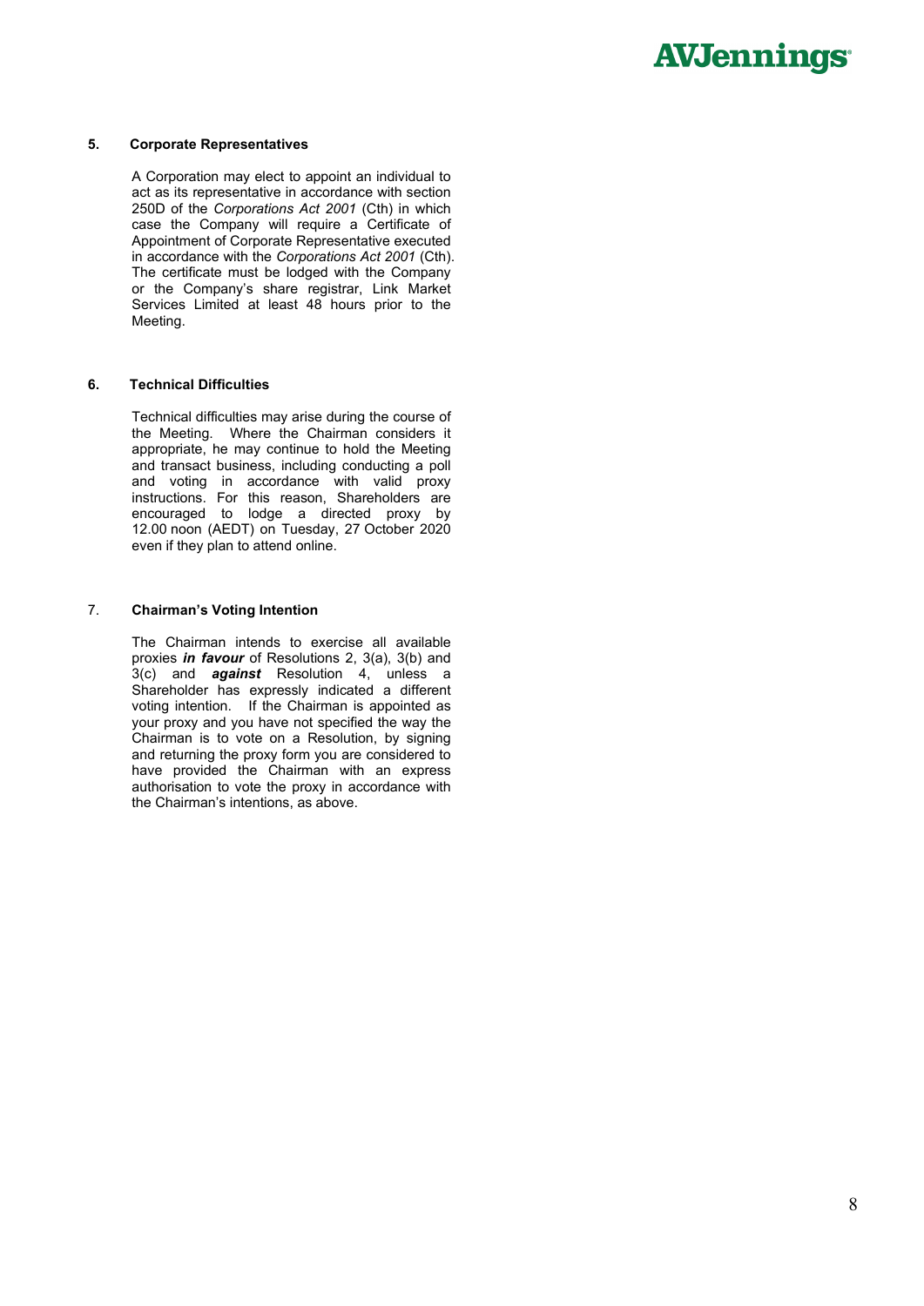**5. Corporate Representatives**

A Corporation may elect to appoint an individual to act as its representative in accordance with section 250D of the *Corporations Act 2001* (Cth) in which case the Company will require a Certificate of Appointment of Corporate Representative executed in accordance with the *Corporations Act 2001* (Cth). The certificate must be lodged with the Company or the Company's share registrar, Link Market Services Limited at least 48 hours prior to the Meeting.

**6. Technical Difficulties**

Technical difficulties may arise during the course of the Meeting. Where the Chairman considers it appropriate, he may continue to hold the Meeting and transact business, including conducting a poll and voting in accordance with valid proxy instructions. For this reason, Shareholders are encouraged to lodge a directed proxy by 12.00 noon (AEDT) on Tuesday, 27 October 2020 even if they plan to attend online.

7. **Chairman's Voting Intention**

The Chairman intends to exercise all available proxies ***in favour*** of Resolutions 2, 3(a), 3(b) and 3(c) and ***against*** Resolution 4, unless a Shareholder has expressly indicated a different voting intention. If the Chairman is appointed as your proxy and you have not specified the way the Chairman is to vote on a Resolution, by signing and returning the proxy form you are considered to have provided the Chairman with an express authorisation to vote the proxy in accordance with the Chairman's intentions, as above.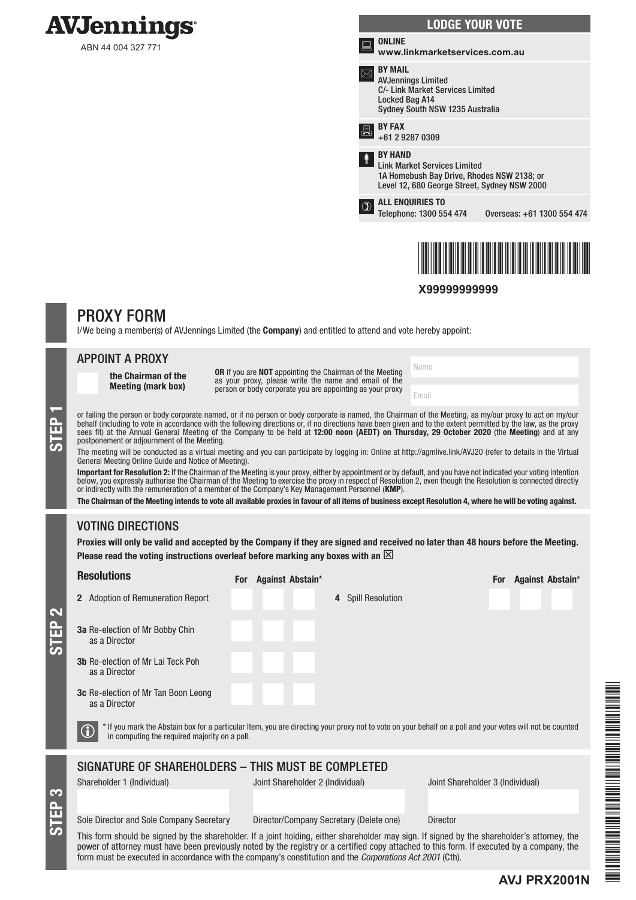# AVJennings

ABN 44 004 327 771

**LODGE YOUR VOTE**

**ONLINE**
**www.linkmarketservices.com.au**

**BY MAIL**
AVJennings Limited
C/- Link Market Services Limited
Locked Bag A14
Sydney South NSW 1235 Australia

**BY FAX**
+61 2 9287 0309

**BY HAND**
Link Market Services Limited
1A Homebush Bay Drive, Rhodes NSW 2138; or
Level 12, 680 George Street, Sydney NSW 2000

**ALL ENQUIRIES TO**
Telephone: 1300 554 474 Overseas: +61 1300 554 474

**X99999999999**

## PROXY FORM

I/We being a member(s) of AVJennings Limited (the **Company**) and entitled to attend and vote hereby appoint:

### STEP 1

### APPOINT A PROXY

☐ **the Chairman of the Meeting (mark box)**

**OR** if you are **NOT** appointing the Chairman of the Meeting as your proxy, please write the name and email of the person or body corporate you are appointing as your proxy

Name

Email

or failing the person or body corporate named, or if no person or body corporate is named, the Chairman of the Meeting, as my/our proxy to act on my/our behalf (including to vote in accordance with the following directions or, if no directions have been given and to the extent permitted by the law, as the proxy sees fit) at the Annual General Meeting of the Company to be held at **12:00 noon (AEDT) on Thursday, 29 October 2020** (the **Meeting**) and at any postponement or adjournment of the Meeting.

The meeting will be conducted as a virtual meeting and you can participate by logging in: Online at http://agmlive.link/AVJ20 (refer to details in the Virtual General Meeting Online Guide and Notice of Meeting).

**Important for Resolution 2:** If the Chairman of the Meeting is your proxy, either by appointment or by default, and you have not indicated your voting intention below, you expressly authorise the Chairman of the Meeting to exercise the proxy in respect of Resolution 2, even though the Resolution is connected directly or indirectly with the remuneration of a member of the Company's Key Management Personnel (**KMP**).

**The Chairman of the Meeting intends to vote all available proxies in favour of all items of business except Resolution 4, where he will be voting against.**

### STEP 2

### VOTING DIRECTIONS

**Proxies will only be valid and accepted by the Company if they are signed and received no later than 48 hours before the Meeting.**
**Please read the voting instructions overleaf before marking any boxes with an ☒**

| Resolutions | For | Against | Abstain* |
|---|---|---|---|
| 2 Adoption of Remuneration Report | | | |
| 3a Re-election of Mr Bobby Chin as a Director | | | |
| 3b Re-election of Mr Lai Teck Poh as a Director | | | |
| 3c Re-election of Mr Tan Boon Leong as a Director | | | |
| 4 Spill Resolution | | | |

\* If you mark the Abstain box for a particular Item, you are directing your proxy not to vote on your behalf on a poll and your votes will not be counted in computing the required majority on a poll.

### STEP 3

### SIGNATURE OF SHAREHOLDERS – THIS MUST BE COMPLETED

| Shareholder 1 (Individual) | Joint Shareholder 2 (Individual) | Joint Shareholder 3 (Individual) |
|---|---|---|
| | | |
| Sole Director and Sole Company Secretary | Director/Company Secretary (Delete one) | Director |

This form should be signed by the shareholder. If a joint holding, either shareholder may sign. If signed by the shareholder's attorney, the power of attorney must have been previously noted by the registry or a certified copy attached to this form. If executed by a company, the form must be executed in accordance with the company's constitution and the *Corporations Act 2001* (Cth).

**AVJ PRX2001N**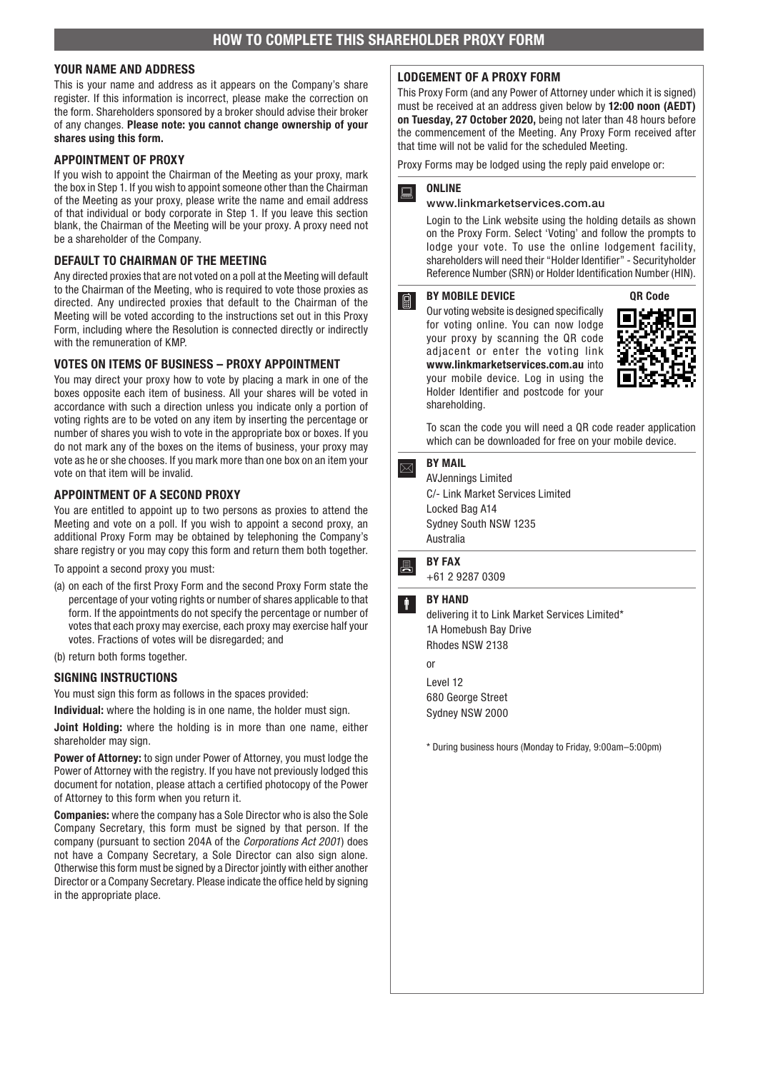# HOW TO COMPLETE THIS SHAREHOLDER PROXY FORM

### YOUR NAME AND ADDRESS

This is your name and address as it appears on the Company's share register. If this information is incorrect, please make the correction on the form. Shareholders sponsored by a broker should advise their broker of any changes. **Please note: you cannot change ownership of your shares using this form.**

### APPOINTMENT OF PROXY

If you wish to appoint the Chairman of the Meeting as your proxy, mark the box in Step 1. If you wish to appoint someone other than the Chairman of the Meeting as your proxy, please write the name and email address of that individual or body corporate in Step 1. If you leave this section blank, the Chairman of the Meeting will be your proxy. A proxy need not be a shareholder of the Company.

### DEFAULT TO CHAIRMAN OF THE MEETING

Any directed proxies that are not voted on a poll at the Meeting will default to the Chairman of the Meeting, who is required to vote those proxies as directed. Any undirected proxies that default to the Chairman of the Meeting will be voted according to the instructions set out in this Proxy Form, including where the Resolution is connected directly or indirectly with the remuneration of KMP.

### VOTES ON ITEMS OF BUSINESS – PROXY APPOINTMENT

You may direct your proxy how to vote by placing a mark in one of the boxes opposite each item of business. All your shares will be voted in accordance with such a direction unless you indicate only a portion of voting rights are to be voted on any item by inserting the percentage or number of shares you wish to vote in the appropriate box or boxes. If you do not mark any of the boxes on the items of business, your proxy may vote as he or she chooses. If you mark more than one box on an item your vote on that item will be invalid.

### APPOINTMENT OF A SECOND PROXY

You are entitled to appoint up to two persons as proxies to attend the Meeting and vote on a poll. If you wish to appoint a second proxy, an additional Proxy Form may be obtained by telephoning the Company's share registry or you may copy this form and return them both together.

To appoint a second proxy you must:

(a) on each of the first Proxy Form and the second Proxy Form state the percentage of your voting rights or number of shares applicable to that form. If the appointments do not specify the percentage or number of votes that each proxy may exercise, each proxy may exercise half your votes. Fractions of votes will be disregarded; and

(b) return both forms together.

### SIGNING INSTRUCTIONS

You must sign this form as follows in the spaces provided:

**Individual:** where the holding is in one name, the holder must sign.

**Joint Holding:** where the holding is in more than one name, either shareholder may sign.

**Power of Attorney:** to sign under Power of Attorney, you must lodge the Power of Attorney with the registry. If you have not previously lodged this document for notation, please attach a certified photocopy of the Power of Attorney to this form when you return it.

**Companies:** where the company has a Sole Director who is also the Sole Company Secretary, this form must be signed by that person. If the company (pursuant to section 204A of the *Corporations Act 2001*) does not have a Company Secretary, a Sole Director can also sign alone. Otherwise this form must be signed by a Director jointly with either another Director or a Company Secretary. Please indicate the office held by signing in the appropriate place.

### LODGEMENT OF A PROXY FORM

This Proxy Form (and any Power of Attorney under which it is signed) must be received at an address given below by **12:00 noon (AEDT) on Tuesday, 27 October 2020,** being not later than 48 hours before the commencement of the Meeting. Any Proxy Form received after that time will not be valid for the scheduled Meeting.

Proxy Forms may be lodged using the reply paid envelope or:

**ONLINE**

www.linkmarketservices.com.au

Login to the Link website using the holding details as shown on the Proxy Form. Select 'Voting' and follow the prompts to lodge your vote. To use the online lodgement facility, shareholders will need their "Holder Identifier" - Securityholder Reference Number (SRN) or Holder Identification Number (HIN).

**BY MOBILE DEVICE**

**QR Code**

Our voting website is designed specifically for voting online. You can now lodge your proxy by scanning the QR code adjacent or enter the voting link **www.linkmarketservices.com.au** into your mobile device. Log in using the Holder Identifier and postcode for your shareholding.

To scan the code you will need a QR code reader application which can be downloaded for free on your mobile device.

**BY MAIL**

AVJennings Limited
C/- Link Market Services Limited
Locked Bag A14
Sydney South NSW 1235
Australia

**BY FAX**

+61 2 9287 0309

**BY HAND**

delivering it to Link Market Services Limited*
1A Homebush Bay Drive
Rhodes NSW 2138

or

Level 12
680 George Street
Sydney NSW 2000

\* During business hours (Monday to Friday, 9:00am–5:00pm)